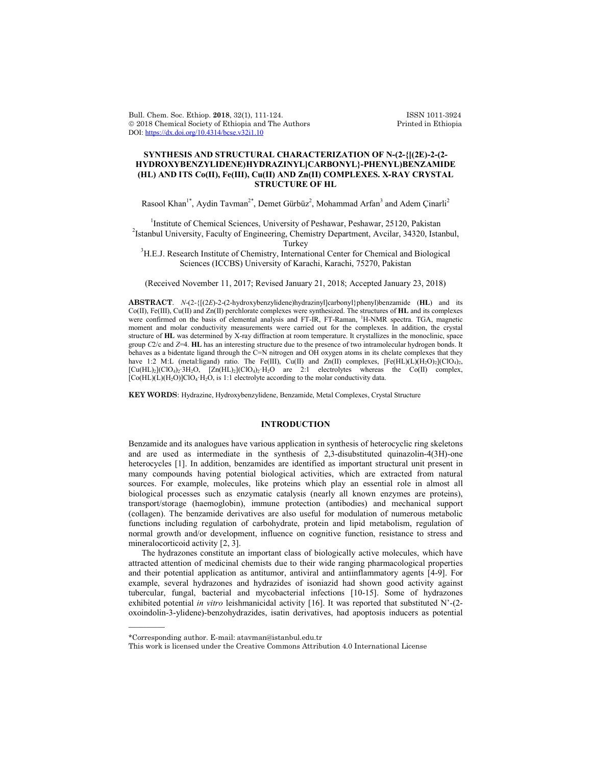# SYNTHESIS AND STRUCTURAL CHARACTERIZATION OF N-(2-{[(2E)-2-(2-HYDROXYBENZYLIDENE)HYDRAZINYL]CARBONYL}-PHENYL)BENZAMIDE (HL) AND ITS Co(II), Fe(III), Cu(II) AND Zn(II) COMPLEXES. X-RAY CRYSTAL STRUCTURE OF HL

Rasool Khan[1*], Aydin Tavman[2*], Demet Gürbüz[2], Mohammad Arfan[3] and Adem Çinarli[2]

[1]Institute of Chemical Sciences, University of Peshawar, Peshawar, 25120, Pakistan
[2]Istanbul University, Faculty of Engineering, Chemistry Department, Avcilar, 34320, Istanbul, Turkey
[3]H.E.J. Research Institute of Chemistry, International Center for Chemical and Biological Sciences (ICCBS) University of Karachi, Karachi, 75270, Pakistan

(Received November 11, 2017; Revised January 21, 2018; Accepted January 23, 2018)

**ABSTRACT**. *N*-(2-{[(2*E*)-2-(2-hydroxybenzylidene)hydrazinyl]carbonyl}phenyl)benzamide (**HL**) and its Co(II), Fe(III), Cu(II) and Zn(II) perchlorate complexes were synthesized. The structures of **HL** and its complexes were confirmed on the basis of elemental analysis and FT-IR, FT-Raman, $^1$H-NMR spectra. TGA, magnetic moment and molar conductivity measurements were carried out for the complexes. In addition, the crystal structure of **HL** was determined by X-ray diffraction at room temperature. It crystallizes in the monoclinic, space group *C*2/c and *Z*=4. **HL** has an interesting structure due to the presence of two intramolecular hydrogen bonds. It behaves as a bidentate ligand through the C=N nitrogen and OH oxygen atoms in its chelate complexes that they have 1:2 M:L (metal:ligand) ratio. The Fe(III), Cu(II) and Zn(II) complexes, $[Fe(HL)(L)(H_2O)_2](ClO_4)_2$, $[Cu(HL)_2](ClO_4)_2{\cdot}3H_2O$, $[Zn(HL)_2](ClO_4)_2{\cdot}H_2O$ are 2:1 electrolytes whereas the Co(II) complex, $[Co(HL)(L)(H_2O)]ClO_4{\cdot}H_2O$, is 1:1 electrolyte according to the molar conductivity data.

**KEY WORDS**: Hydrazine, Hydroxybenzylidene, Benzamide, Metal Complexes, Crystal Structure

## INTRODUCTION

Benzamide and its analogues have various application in synthesis of heterocyclic ring skeletons and are used as intermediate in the synthesis of 2,3-disubstituted quinazolin-4(3H)-one heterocycles [1]. In addition, benzamides are identified as important structural unit present in many compounds having potential biological activities, which are extracted from natural sources. For example, molecules, like proteins which play an essential role in almost all biological processes such as enzymatic catalysis (nearly all known enzymes are proteins), transport/storage (haemoglobin), immune protection (antibodies) and mechanical support (collagen). The benzamide derivatives are also useful for modulation of numerous metabolic functions including regulation of carbohydrate, protein and lipid metabolism, regulation of normal growth and/or development, influence on cognitive function, resistance to stress and mineralocorticoid activity [2, 3].

The hydrazones constitute an important class of biologically active molecules, which have attracted attention of medicinal chemists due to their wide ranging pharmacological properties and their potential application as antitumor, antiviral and antiinflammatory agents [4-9]. For example, several hydrazones and hydrazides of isoniazid had shown good activity against tubercular, fungal, bacterial and mycobacterial infections [10-15]. Some of hydrazones exhibited potential *in vitro* leishmanicidal activity [16]. It was reported that substituted N'-(2-oxoindolin-3-ylidene)-benzohydrazides, isatin derivatives, had apoptosis inducers as potential

---

*Corresponding author. E-mail: atavman@istanbul.edu.tr

This work is licensed under the Creative Commons Attribution 4.0 International License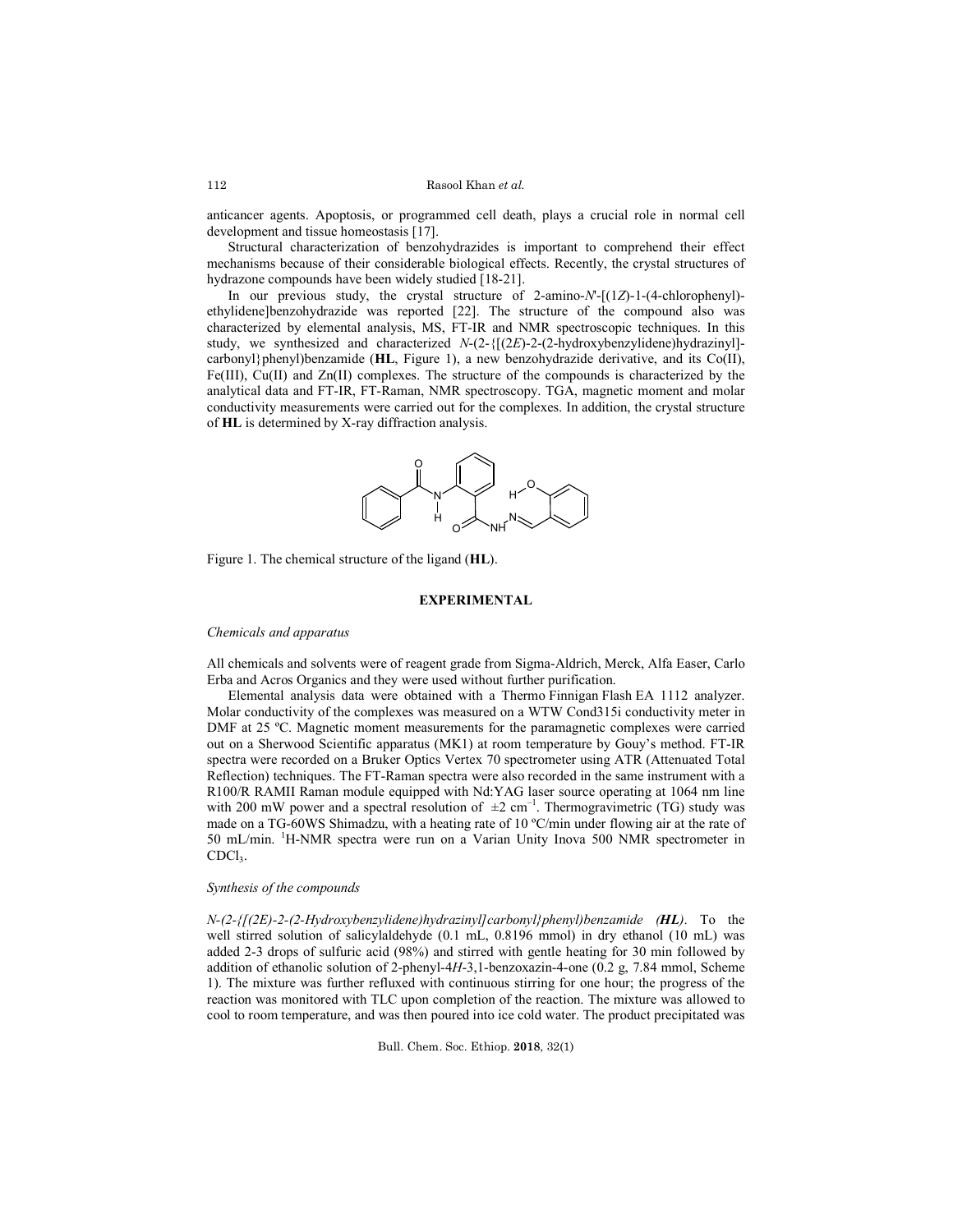anticancer agents. Apoptosis, or programmed cell death, plays a crucial role in normal cell development and tissue homeostasis [17].

Structural characterization of benzohydrazides is important to comprehend their effect mechanisms because of their considerable biological effects. Recently, the crystal structures of hydrazone compounds have been widely studied [18-21].

In our previous study, the crystal structure of 2-amino-*N*'-[(1*Z*)-1-(4-chlorophenyl)-ethylidene]benzohydrazide was reported [22]. The structure of the compound also was characterized by elemental analysis, MS, FT-IR and NMR spectroscopic techniques. In this study, we synthesized and characterized *N*-(2-{[(2*E*)-2-(2-hydroxybenzylidene)hydrazinyl]-carbonyl}phenyl)benzamide (**HL**, Figure 1), a new benzohydrazide derivative, and its Co(II), Fe(III), Cu(II) and Zn(II) complexes. The structure of the compounds is characterized by the analytical data and FT-IR, FT-Raman, NMR spectroscopy. TGA, magnetic moment and molar conductivity measurements were carried out for the complexes. In addition, the crystal structure of **HL** is determined by X-ray diffraction analysis.

Figure 1. The chemical structure of the ligand (**HL**).

## EXPERIMENTAL

### *Chemicals and apparatus*

All chemicals and solvents were of reagent grade from Sigma-Aldrich, Merck, Alfa Easer, Carlo Erba and Acros Organics and they were used without further purification.

Elemental analysis data were obtained with a Thermo Finnigan Flash EA 1112 analyzer. Molar conductivity of the complexes was measured on a WTW Cond315i conductivity meter in DMF at 25 ºC. Magnetic moment measurements for the paramagnetic complexes were carried out on a Sherwood Scientific apparatus (MK1) at room temperature by Gouy's method. FT-IR spectra were recorded on a Bruker Optics Vertex 70 spectrometer using ATR (Attenuated Total Reflection) techniques. The FT-Raman spectra were also recorded in the same instrument with a R100/R RAMII Raman module equipped with Nd:YAG laser source operating at 1064 nm line with 200 mW power and a spectral resolution of $\pm 2$ $cm^{-1}$. Thermogravimetric (TG) study was made on a TG-60WS Shimadzu, with a heating rate of 10 ºC/min under flowing air at the rate of 50 mL/min. $^{1}H$-NMR spectra were run on a Varian Unity Inova 500 NMR spectrometer in $CDCl_3$.

### *Synthesis of the compounds*

*N-(2-{[(2E)-2-(2-Hydroxybenzylidene)hydrazinyl]carbonyl}phenyl)benzamide (**HL**)*. To the well stirred solution of salicylaldehyde (0.1 mL, 0.8196 mmol) in dry ethanol (10 mL) was added 2-3 drops of sulfuric acid (98%) and stirred with gentle heating for 30 min followed by addition of ethanolic solution of 2-phenyl-4*H*-3,1-benzoxazin-4-one (0.2 g, 7.84 mmol, Scheme 1). The mixture was further refluxed with continuous stirring for one hour; the progress of the reaction was monitored with TLC upon completion of the reaction. The mixture was allowed to cool to room temperature, and was then poured into ice cold water. The product precipitated was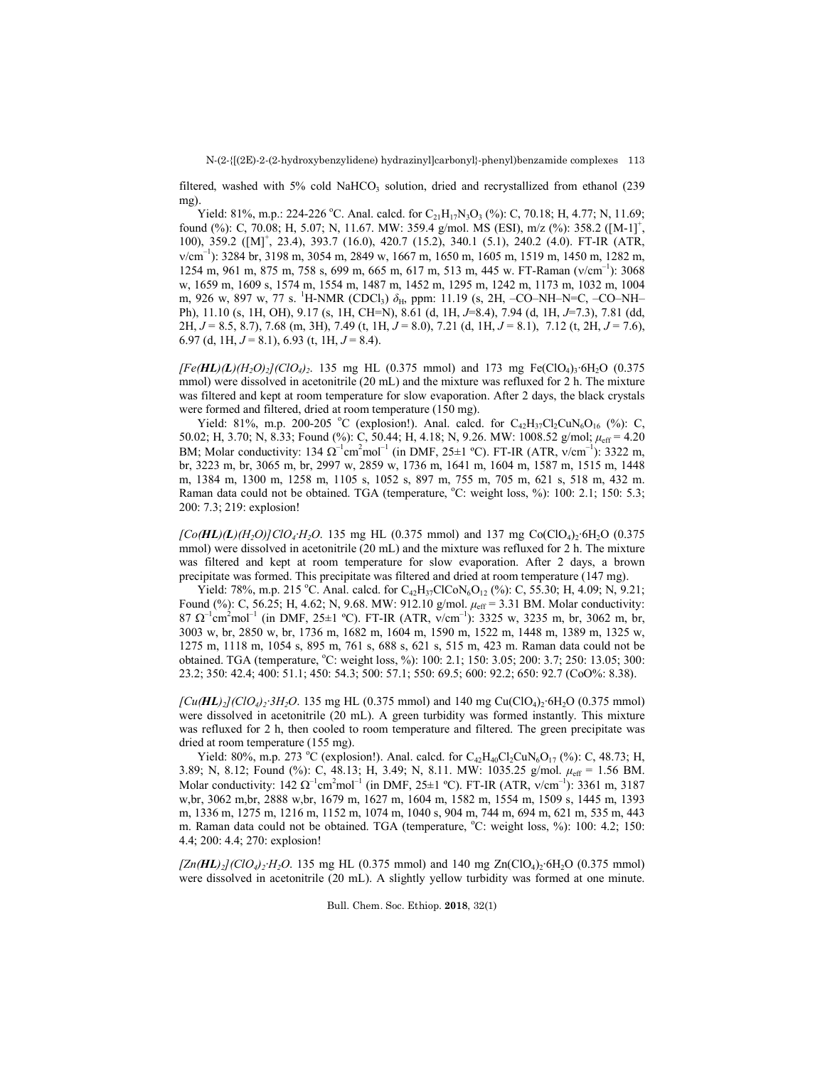filtered, washed with 5% cold $NaHCO_3$ solution, dried and recrystallized from ethanol (239 mg).

Yield: 81%, m.p.: 224-226 °C. Anal. calcd. for $C_{21}H_{17}N_3O_3$ (%): C, 70.18; H, 4.77; N, 11.69; found (%): C, 70.08; H, 5.07; N, 11.67. MW: 359.4 g/mol. MS (ESI), m/z (%): 358.2 ($[M-1]^+$, 100), 359.2 ($[M]^+$, 23.4), 393.7 (16.0), 420.7 (15.2), 340.1 (5.1), 240.2 (4.0). FT-IR (ATR, ν/cm$^{-1}$): 3284 br, 3198 m, 3054 m, 2849 w, 1667 m, 1650 m, 1605 m, 1519 m, 1450 m, 1282 m, 1254 m, 961 m, 875 m, 758 s, 699 m, 665 m, 617 m, 513 m, 445 w. FT-Raman (ν/cm$^{-1}$): 3068 w, 1659 m, 1609 s, 1574 m, 1554 m, 1487 m, 1452 m, 1295 m, 1242 m, 1173 m, 1032 m, 1004 m, 926 w, 897 w, 77 s. $^1$H-NMR ($CDCl_3$) $\delta_H$, ppm: 11.19 (s, 2H, –CO–NH–N=C, –CO–NH–Ph), 11.10 (s, 1H, OH), 9.17 (s, 1H, CH=N), 8.61 (d, 1H, $J$=8.4), 7.94 (d, 1H, $J$=7.3), 7.81 (dd, 2H, $J$ = 8.5, 8.7), 7.68 (m, 3H), 7.49 (t, 1H, $J$ = 8.0), 7.21 (d, 1H, $J$ = 8.1), 7.12 (t, 2H, $J$ = 7.6), 6.97 (d, 1H, $J$ = 8.1), 6.93 (t, 1H, $J$ = 8.4).

*[Fe(**HL**)(**L**)(H$_2$O)$_2$](ClO$_4$)$_2$*. 135 mg HL (0.375 mmol) and 173 mg $Fe(ClO_4)_3{\cdot}6H_2O$ (0.375 mmol) were dissolved in acetonitrile (20 mL) and the mixture was refluxed for 2 h. The mixture was filtered and kept at room temperature for slow evaporation. After 2 days, the black crystals were formed and filtered, dried at room temperature (150 mg).

Yield: 81%, m.p. 200-205 °C (explosion!). Anal. calcd. for $C_{42}H_{37}Cl_2CuN_6O_{16}$ (%): C, 50.02; H, 3.70; N, 8.33; Found (%): C, 50.44; H, 4.18; N, 9.26. MW: 1008.52 g/mol; $\mu_{eff}$ = 4.20 BM; Molar conductivity: 134 $\Omega^{-1}$cm$^2$mol$^{-1}$ (in DMF, 25±1 ºC). FT-IR (ATR, ν/cm$^{-1}$): 3322 m, br, 3223 m, br, 3065 m, br, 2997 w, 2859 w, 1736 m, 1641 m, 1604 m, 1587 m, 1515 m, 1448 m, 1384 m, 1300 m, 1258 m, 1105 s, 1052 s, 897 m, 755 m, 705 m, 621 s, 518 m, 432 m. Raman data could not be obtained. TGA (temperature, °C: weight loss, %): 100: 2.1; 150: 5.3; 200: 7.3; 219: explosion!

*[Co(**HL**)(**L**)(H$_2$O)]ClO$_4$·H$_2$O*. 135 mg HL (0.375 mmol) and 137 mg $Co(ClO_4)_2{\cdot}6H_2O$ (0.375 mmol) were dissolved in acetonitrile (20 mL) and the mixture was refluxed for 2 h. The mixture was filtered and kept at room temperature for slow evaporation. After 2 days, a brown precipitate was formed. This precipitate was filtered and dried at room temperature (147 mg).

Yield: 78%, m.p. 215 °C. Anal. calcd. for $C_{42}H_{37}ClCoN_6O_{12}$ (%): C, 55.30; H, 4.09; N, 9.21; Found (%): C, 56.25; H, 4.62; N, 9.68. MW: 912.10 g/mol. $\mu_{eff}$ = 3.31 BM. Molar conductivity: 87 $\Omega^{-1}$cm$^2$mol$^{-1}$ (in DMF, 25±1 ºC). FT-IR (ATR, ν/cm$^{-1}$): 3325 w, 3235 m, br, 3062 m, br, 3003 w, br, 2850 w, br, 1736 m, 1682 m, 1604 m, 1590 m, 1522 m, 1448 m, 1389 m, 1325 w, 1275 m, 1118 m, 1054 s, 895 m, 761 s, 688 s, 621 s, 515 m, 423 m. Raman data could not be obtained. TGA (temperature, °C: weight loss, %): 100: 2.1; 150: 3.05; 200: 3.7; 250: 13.05; 300: 23.2; 350: 42.4; 400: 51.1; 450: 54.3; 500: 57.1; 550: 69.5; 600: 92.2; 650: 92.7 (CoO%: 8.38).

*[Cu(**HL**)$_2$](ClO$_4$)$_2$·3H$_2$O*. 135 mg HL (0.375 mmol) and 140 mg $Cu(ClO_4)_2{\cdot}6H_2O$ (0.375 mmol) were dissolved in acetonitrile (20 mL). A green turbidity was formed instantly. This mixture was refluxed for 2 h, then cooled to room temperature and filtered. The green precipitate was dried at room temperature (155 mg).

Yield: 80%, m.p. 273 °C (explosion!). Anal. calcd. for $C_{42}H_{40}Cl_2CuN_6O_{17}$ (%): C, 48.73; H, 3.89; N, 8.12; Found (%): C, 48.13; H, 3.49; N, 8.11. MW: 1035.25 g/mol. $\mu_{eff}$ = 1.56 BM. Molar conductivity: 142 $\Omega^{-1}$cm$^2$mol$^{-1}$ (in DMF, 25±1 ºC). FT-IR (ATR, ν/cm$^{-1}$): 3361 m, 3187 w,br, 3062 m,br, 2888 w,br, 1679 m, 1627 m, 1604 m, 1582 m, 1554 m, 1509 s, 1445 m, 1393 m, 1336 m, 1275 m, 1216 m, 1152 m, 1074 m, 1040 s, 904 m, 744 m, 694 m, 621 m, 535 m, 443 m. Raman data could not be obtained. TGA (temperature, °C: weight loss, %): 100: 4.2; 150: 4.4; 200: 4.4; 270: explosion!

*[Zn(**HL**)$_2$](ClO$_4$)$_2$·H$_2$O*. 135 mg HL (0.375 mmol) and 140 mg $Zn(ClO_4)_2{\cdot}6H_2O$ (0.375 mmol) were dissolved in acetonitrile (20 mL). A slightly yellow turbidity was formed at one minute.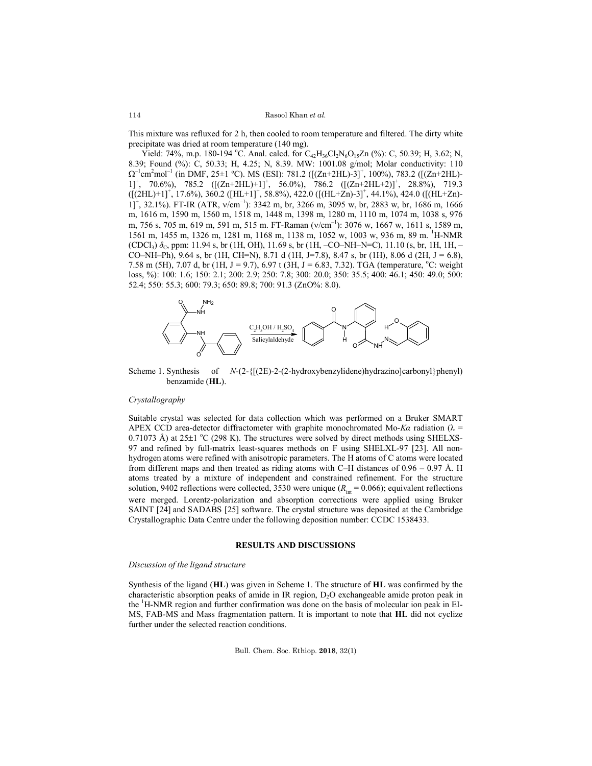This mixture was refluxed for 2 h, then cooled to room temperature and filtered. The dirty white precipitate was dried at room temperature (140 mg).

Yield: 74%, m.p. 180-194 °C. Anal. calcd. for $C_{42}H_{36}Cl_2N_6O_{15}Zn$ (%): C, 50.39; H, 3.62; N, 8.39; Found (%): C, 50.33; H, 4.25; N, 8.39. MW: 1001.08 g/mol; Molar conductivity: 110 $\Omega^{-1}cm^2mol^{-1}$ (in DMF, 25±1 ºC). MS (ESI): 781.2 ($[(Zn+2HL)-3]^+$, 100%), 783.2 ($[(Zn+2HL)-1]^+$, 70.6%), 785.2 ($[(Zn+2HL)+1]^+$, 56.0%), 786.2 ($[(Zn+2HL+2)]^+$, 28.8%), 719.3 ($[(2HL)+1]^+$, 17.6%), 360.2 ($[HL+1]^+$, 58.8%), 422.0 ($[(HL+Zn)-3]^+$, 44.1%), 424.0 ($[(HL+Zn)-1]^+$, 32.1%). FT-IR (ATR, ν/cm$^{-1}$): 3342 m, br, 3266 m, 3095 w, br, 2883 w, br, 1686 m, 1666 m, 1616 m, 1590 m, 1560 m, 1518 m, 1448 m, 1398 m, 1280 m, 1110 m, 1074 m, 1038 s, 976 m, 756 s, 705 m, 619 m, 591 m, 515 m. FT-Raman (ν/cm$^{-1}$): 3076 w, 1667 w, 1611 s, 1589 m, 1561 m, 1455 m, 1326 m, 1281 m, 1168 m, 1138 m, 1052 w, 1003 w, 936 m, 89 m. $^1$H-NMR ($CDCl_3$) $\delta_C$, ppm: 11.94 s, br (1H, OH), 11.69 s, br (1H, –CO–NH–N=C), 11.10 (s, br, 1H, 1H, –CO–NH–Ph), 9.64 s, br (1H, CH=N), 8.71 d (1H, J=7.8), 8.47 s, br (1H), 8.06 d (2H, J = 6.8), 7.58 m (5H), 7.07 d, br (1H, J = 9.7), 6.97 t (3H, J = 6.83, 7.32). TGA (temperature, °C: weight loss, %): 100: 1.6; 150: 2.1; 200: 2.9; 250: 7.8; 300: 20.0; 350: 35.5; 400: 46.1; 450: 49.0; 500: 52.4; 550: 55.3; 600: 79.3; 650: 89.8; 700: 91.3 (ZnO%: 8.0).

$C_2H_5OH$ / $H_2SO_4$, Salicylaldehyde

Scheme 1. Synthesis of *N*-(2-{[(2E)-2-(2-hydroxybenzylidene)hydrazino]carbonyl}phenyl) benzamide (**HL**).

### *Crystallography*

Suitable crystal was selected for data collection which was performed on a Bruker SMART APEX CCD area-detector diffractometer with graphite monochromated Mo-*Kα* radiation (λ = 0.71073 Å) at 25±1 °C (298 K). The structures were solved by direct methods using SHELXS-97 and refined by full-matrix least-squares methods on F using SHELXL-97 [23]. All non-hydrogen atoms were refined with anisotropic parameters. The H atoms of C atoms were located from different maps and then treated as riding atoms with C–H distances of 0.96 – 0.97 Å. H atoms treated by a mixture of independent and constrained refinement. For the structure solution, 9402 reflections were collected, 3530 were unique ($R_{int}$ = 0.066); equivalent reflections were merged. Lorentz-polarization and absorption corrections were applied using Bruker SAINT [24] and SADABS [25] software. The crystal structure was deposited at the Cambridge Crystallographic Data Centre under the following deposition number: CCDC 1538433.

## RESULTS AND DISCUSSIONS

### *Discussion of the ligand structure*

Synthesis of the ligand (**HL**) was given in Scheme 1. The structure of **HL** was confirmed by the characteristic absorption peaks of amide in IR region, $D_2O$ exchangeable amide proton peak in the $^1$H-NMR region and further confirmation was done on the basis of molecular ion peak in EI-MS, FAB-MS and Mass fragmentation pattern. It is important to note that **HL** did not cyclize further under the selected reaction conditions.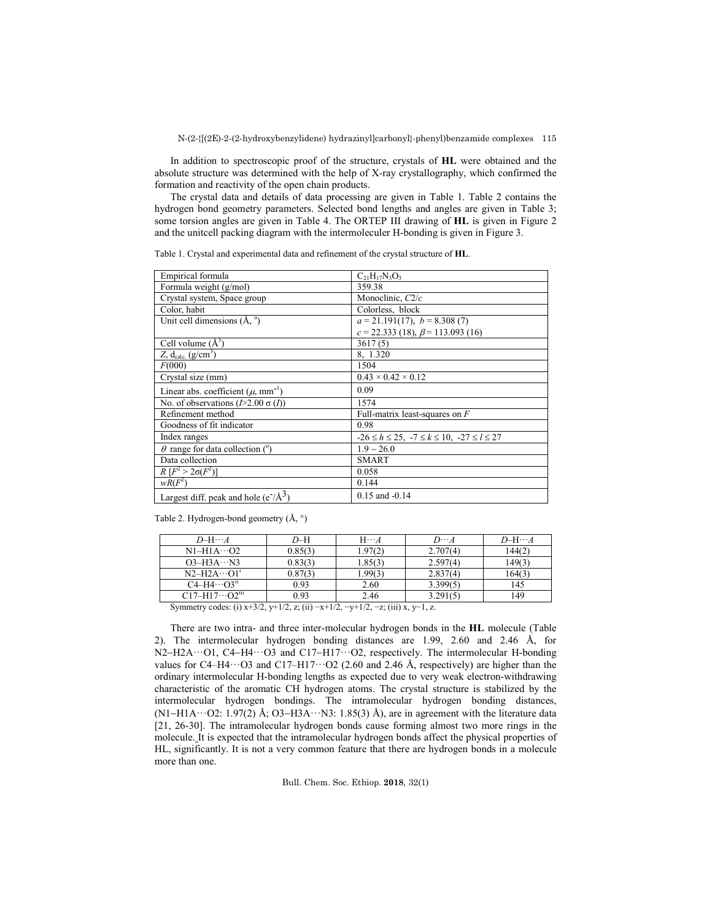In addition to spectroscopic proof of the structure, crystals of **HL** were obtained and the absolute structure was determined with the help of X-ray crystallography, which confirmed the formation and reactivity of the open chain products.

The crystal data and details of data processing are given in Table 1. Table 2 contains the hydrogen bond geometry parameters. Selected bond lengths and angles are given in Table 3; some torsion angles are given in Table 4. The ORTEP III drawing of **HL** is given in Figure 2 and the unitcell packing diagram with the intermoleculer H-bonding is given in Figure 3.

Table 1. Crystal and experimental data and refinement of the crystal structure of **HL**.

| | |
|---|---|
| Empirical formula | $C_{21}H_{17}N_3O_3$ |
| Formula weight (g/mol) | 359.38 |
| Crystal system, Space group | Monoclinic, *C*2/*c* |
| Color, habit | Colorless, block |
| Unit cell dimensions (Å, °) | $a$ = 21.191(17), $b$ = 8.308 (7)<br>$c$ = 22.333 (18), $\beta$ = 113.093 (16) |
| Cell volume (Å$^3$) | 3617 (5) |
| $Z$, $d_{calc.}$ (g/cm$^3$) | 8, 1.320 |
| $F$(000) | 1504 |
| Crystal size (mm) | 0.43 × 0.42 × 0.12 |
| Linear abs. coefficient ($\mu$, mm$^{-1}$) | 0.09 |
| No. of observations ($I$>2.00 σ ($I$)) | 1574 |
| Refinement method | Full-matrix least-squares on $F$ |
| Goodness of fit indicator | 0.98 |
| Index ranges | $-26 \leq h \leq 25$, $-7 \leq k \leq 10$, $-27 \leq l \leq 27$ |
| $\theta$ range for data collection (°) | 1.9 – 26.0 |
| Data collection | SMART |
| $R$ [$F^2 > 2\sigma(F^2)$] | 0.058 |
| $wR(F^2)$ | 0.144 |
| Largest diff. peak and hole (e$^-$/Å$^3$) | 0.15 and -0.14 |

Table 2. Hydrogen-bond geometry (Å, °)

| *D*–H···*A* | *D*–H | H···*A* | *D*···*A* | *D*–H···*A* |
|---|---|---|---|---|
| N1–H1A···O2 | 0.85(3) | 1.97(2) | 2.707(4) | 144(2) |
| O3–H3A···N3 | 0.83(3) | 1.85(3) | 2.597(4) | 149(3) |
| N2–H2A···O1$^{i}$ | 0.87(3) | 1.99(3) | 2.837(4) | 164(3) |
| C4–H4···O3$^{ii}$ | 0.93 | 2.60 | 3.399(5) | 145 |
| C17–H17···O2$^{iii}$ | 0.93 | 2.46 | 3.291(5) | 149 |

Symmetry codes: (i) x+3/2, y+1/2, z; (ii) −x+1/2, −y+1/2, −z; (iii) x, y−1, z.

There are two intra- and three inter-molecular hydrogen bonds in the **HL** molecule (Table 2). The intermolecular hydrogen bonding distances are 1.99, 2.60 and 2.46 Å, for N2−H2A···O1, C4−H4···O3 and C17−H17···O2, respectively. The intermolecular H-bonding values for C4–H4···O3 and C17–H17···O2 (2.60 and 2.46 Å, respectively) are higher than the ordinary intermolecular H-bonding lengths as expected due to very weak electron-withdrawing characteristic of the aromatic CH hydrogen atoms. The crystal structure is stabilized by the intermolecular hydrogen bondings. The intramolecular hydrogen bonding distances, (N1−H1A···O2: 1.97(2) Å; O3−H3A···N3: 1.85(3) Å), are in agreement with the literature data [21, 26-30]. The intramolecular hydrogen bonds cause forming almost two more rings in the molecule. It is expected that the intramolecular hydrogen bonds affect the physical properties of HL, significantly. It is not a very common feature that there are hydrogen bonds in a molecule more than one.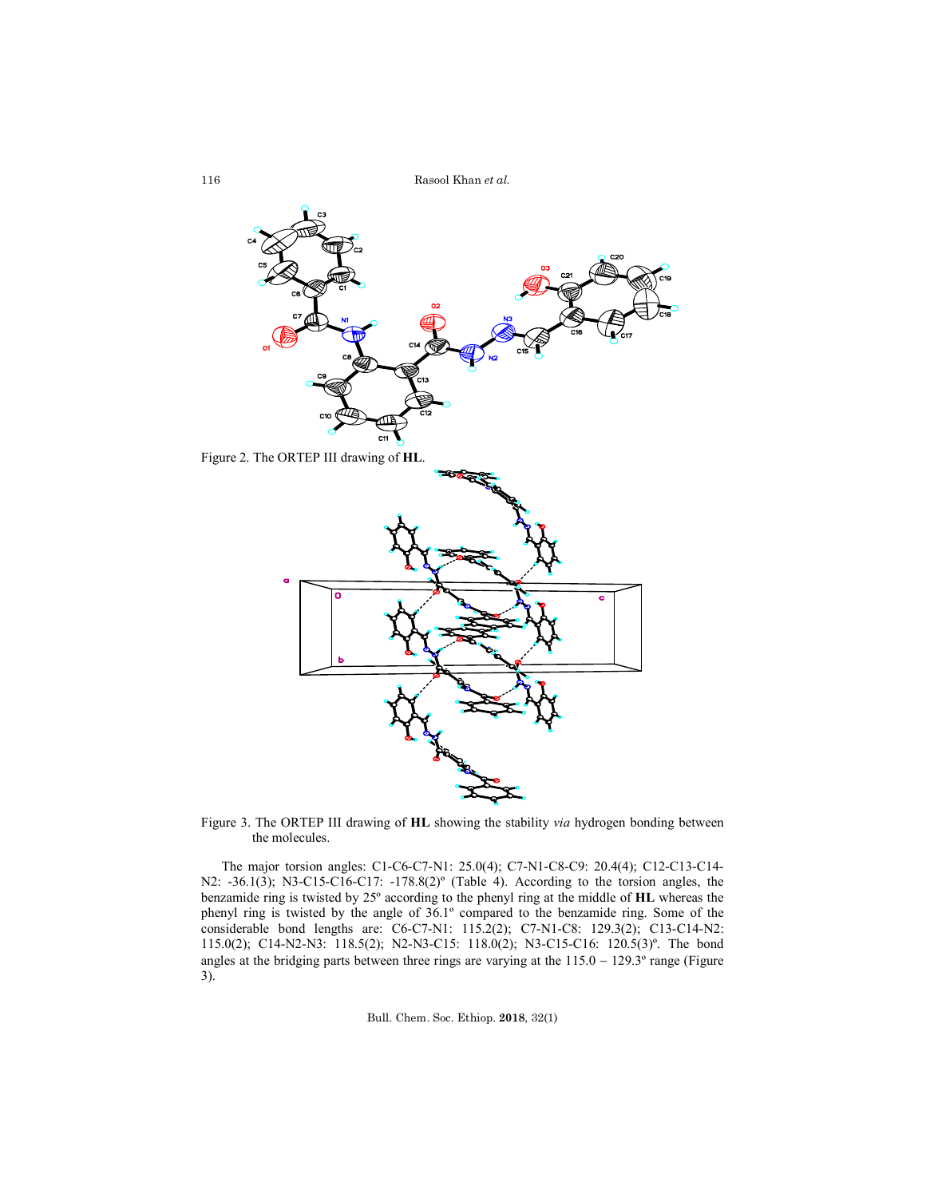Figure 2. The ORTEP III drawing of **HL**.

Figure 3. The ORTEP III drawing of **HL** showing the stability *via* hydrogen bonding between the molecules.

The major torsion angles: C1-C6-C7-N1: 25.0(4); C7-N1-C8-C9: 20.4(4); C12-C13-C14-N2: -36.1(3); N3-C15-C16-C17: -178.8(2)º (Table 4). According to the torsion angles, the benzamide ring is twisted by 25º according to the phenyl ring at the middle of **HL** whereas the phenyl ring is twisted by the angle of 36.1º compared to the benzamide ring. Some of the considerable bond lengths are: C6-C7-N1: 115.2(2); C7-N1-C8: 129.3(2); C13-C14-N2: 115.0(2); C14-N2-N3: 118.5(2); N2-N3-C15: 118.0(2); N3-C15-C16: 120.5(3)º. The bond angles at the bridging parts between three rings are varying at the 115.0 – 129.3º range (Figure 3).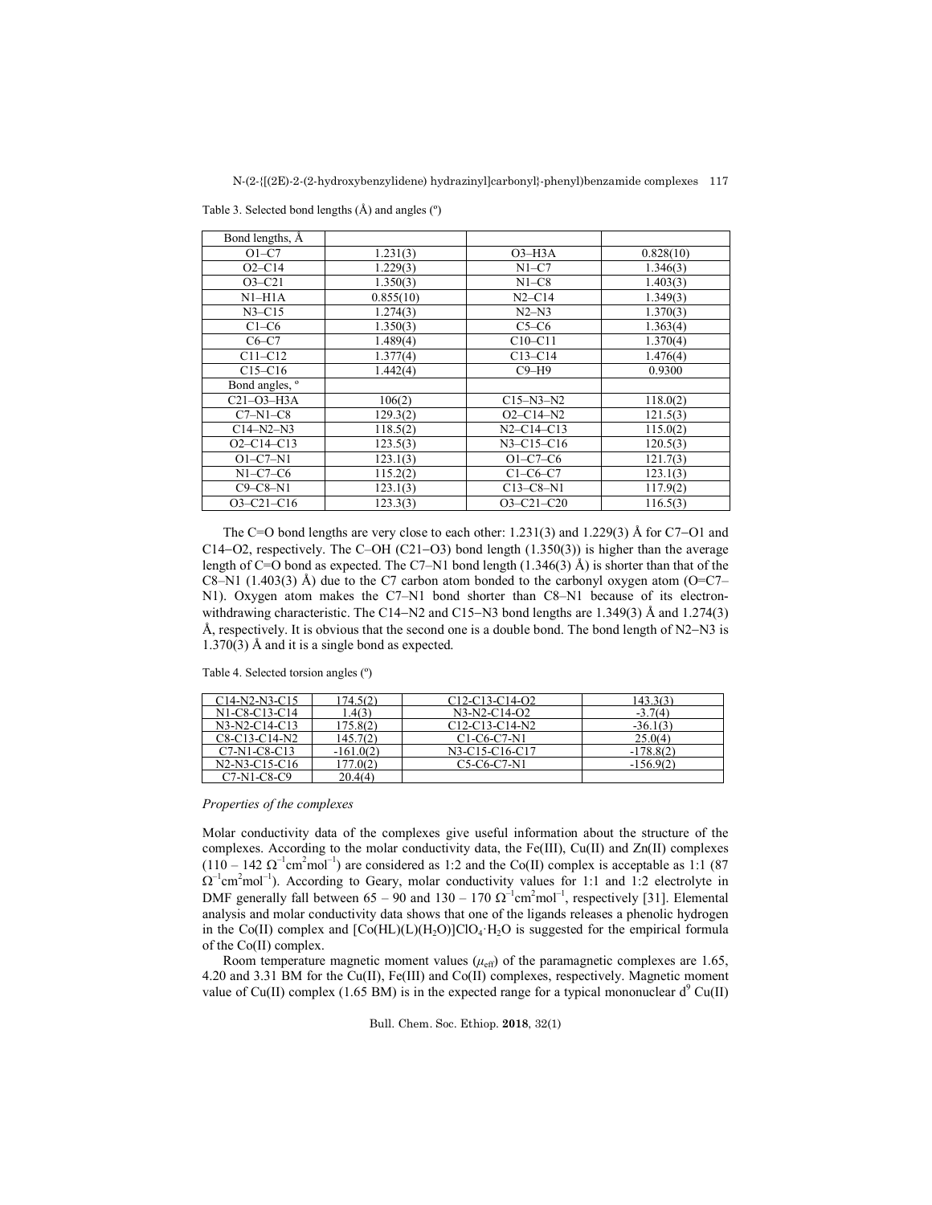Table 3. Selected bond lengths (Å) and angles (º)

| Bond lengths, Å | | | |
|---|---|---|---|
| O1–C7 | 1.231(3) | O3–H3A | 0.828(10) |
| O2–C14 | 1.229(3) | N1–C7 | 1.346(3) |
| O3–C21 | 1.350(3) | N1–C8 | 1.403(3) |
| N1–H1A | 0.855(10) | N2–C14 | 1.349(3) |
| N3–C15 | 1.274(3) | N2–N3 | 1.370(3) |
| C1–C6 | 1.350(3) | C5–C6 | 1.363(4) |
| C6–C7 | 1.489(4) | C10–C11 | 1.370(4) |
| C11–C12 | 1.377(4) | C13–C14 | 1.476(4) |
| C15–C16 | 1.442(4) | C9–H9 | 0.9300 |
| Bond angles, º | | | |
| C21–O3–H3A | 106(2) | C15–N3–N2 | 118.0(2) |
| C7–N1–C8 | 129.3(2) | O2–C14–N2 | 121.5(3) |
| C14–N2–N3 | 118.5(2) | N2–C14–C13 | 115.0(2) |
| O2–C14–C13 | 123.5(3) | N3–C15–C16 | 120.5(3) |
| O1–C7–N1 | 123.1(3) | O1–C7–C6 | 121.7(3) |
| N1–C7–C6 | 115.2(2) | C1–C6–C7 | 123.1(3) |
| C9–C8–N1 | 123.1(3) | C13–C8–N1 | 117.9(2) |
| O3–C21–C16 | 123.3(3) | O3–C21–C20 | 116.5(3) |

The C=O bond lengths are very close to each other: 1.231(3) and 1.229(3) Å for C7−O1 and C14−O2, respectively. The C–OH (C21−O3) bond length (1.350(3)) is higher than the average length of C=O bond as expected. The C7–N1 bond length (1.346(3) Å) is shorter than that of the C8–N1 (1.403(3) Å) due to the C7 carbon atom bonded to the carbonyl oxygen atom (O=C7–N1). Oxygen atom makes the C7–N1 bond shorter than C8–N1 because of its electron-withdrawing characteristic. The C14−N2 and C15−N3 bond lengths are 1.349(3) Å and 1.274(3) Å, respectively. It is obvious that the second one is a double bond. The bond length of N2−N3 is 1.370(3) Å and it is a single bond as expected.

Table 4. Selected torsion angles (º)

| | | | |
|---|---|---|---|
| C14-N2-N3-C15 | 174.5(2) | C12-C13-C14-O2 | 143.3(3) |
| N1-C8-C13-C14 | 1.4(3) | N3-N2-C14-O2 | -3.7(4) |
| N3-N2-C14-C13 | 175.8(2) | C12-C13-C14-N2 | -36.1(3) |
| C8-C13-C14-N2 | 145.7(2) | C1-C6-C7-N1 | 25.0(4) |
| C7-N1-C8-C13 | -161.0(2) | N3-C15-C16-C17 | -178.8(2) |
| N2-N3-C15-C16 | 177.0(2) | C5-C6-C7-N1 | -156.9(2) |
| C7-N1-C8-C9 | 20.4(4) | | |

*Properties of the complexes*

Molar conductivity data of the complexes give useful information about the structure of the complexes. According to the molar conductivity data, the Fe(III), Cu(II) and Zn(II) complexes (110 – 142 $\Omega^{-1}cm^2mol^{-1}$) are considered as 1:2 and the Co(II) complex is acceptable as 1:1 (87 $\Omega^{-1}cm^2mol^{-1}$). According to Geary, molar conductivity values for 1:1 and 1:2 electrolyte in DMF generally fall between 65 – 90 and 130 – 170 $\Omega^{-1}cm^2mol^{-1}$, respectively [31]. Elemental analysis and molar conductivity data shows that one of the ligands releases a phenolic hydrogen in the Co(II) complex and $[Co(HL)(L)(H_2O)]ClO_4{\cdot}H_2O$ is suggested for the empirical formula of the Co(II) complex.

Room temperature magnetic moment values ($\mu_{eff}$) of the paramagnetic complexes are 1.65, 4.20 and 3.31 BM for the Cu(II), Fe(III) and Co(II) complexes, respectively. Magnetic moment value of Cu(II) complex (1.65 BM) is in the expected range for a typical mononuclear $d^9$ Cu(II)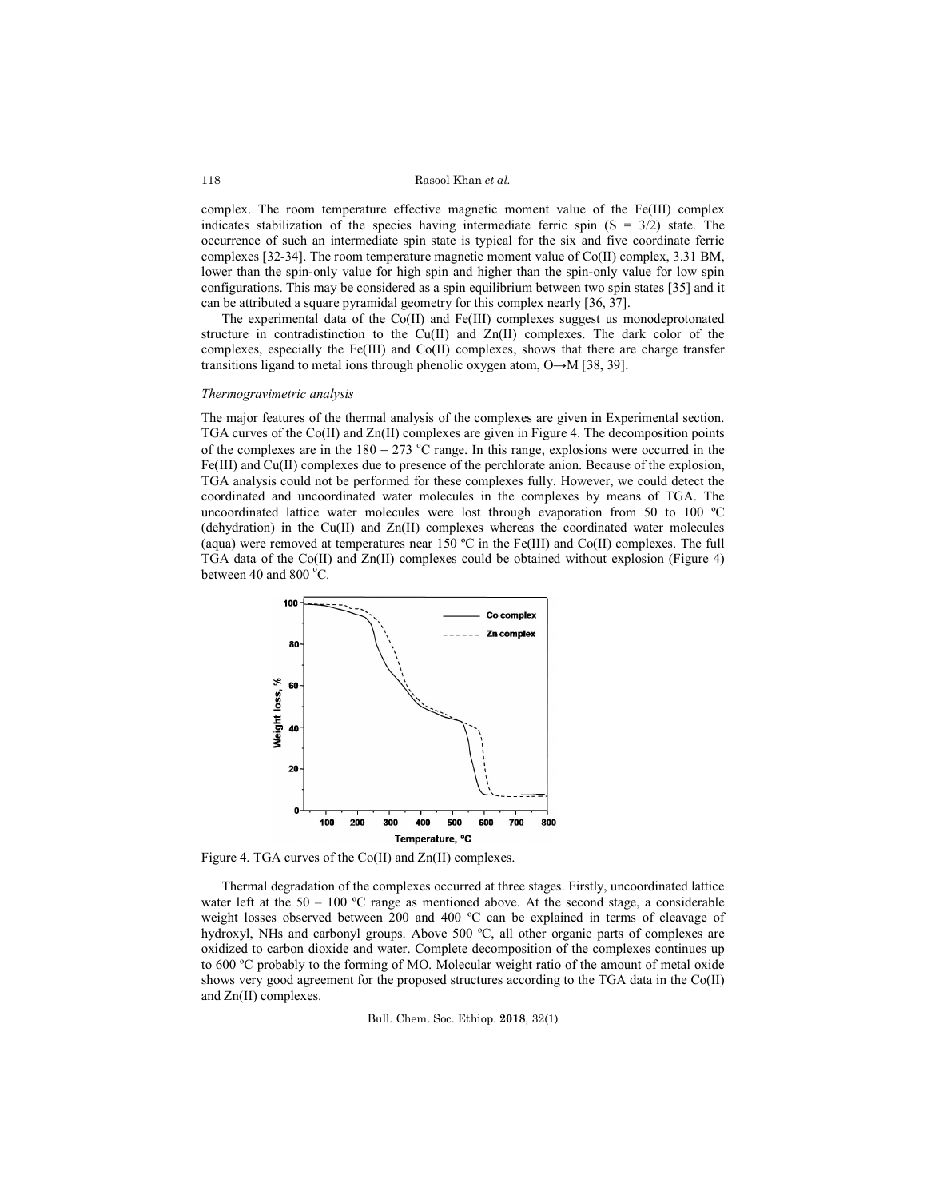complex. The room temperature effective magnetic moment value of the Fe(III) complex indicates stabilization of the species having intermediate ferric spin ($S = 3/2$) state. The occurrence of such an intermediate spin state is typical for the six and five coordinate ferric complexes [32-34]. The room temperature magnetic moment value of Co(II) complex, 3.31 BM, lower than the spin-only value for high spin and higher than the spin-only value for low spin configurations. This may be considered as a spin equilibrium between two spin states [35] and it can be attributed a square pyramidal geometry for this complex nearly [36, 37].

The experimental data of the Co(II) and Fe(III) complexes suggest us monodeprotonated structure in contradistinction to the Cu(II) and Zn(II) complexes. The dark color of the complexes, especially the Fe(III) and Co(II) complexes, shows that there are charge transfer transitions ligand to metal ions through phenolic oxygen atom, O→M [38, 39].

*Thermogravimetric analysis*

The major features of the thermal analysis of the complexes are given in Experimental section. TGA curves of the Co(II) and Zn(II) complexes are given in Figure 4. The decomposition points of the complexes are in the 180 – 273 °C range. In this range, explosions were occurred in the Fe(III) and Cu(II) complexes due to presence of the perchlorate anion. Because of the explosion, TGA analysis could not be performed for these complexes fully. However, we could detect the coordinated and uncoordinated water molecules in the complexes by means of TGA. The uncoordinated lattice water molecules were lost through evaporation from 50 to 100 ºC (dehydration) in the Cu(II) and Zn(II) complexes whereas the coordinated water molecules (aqua) were removed at temperatures near 150 ºC in the Fe(III) and Co(II) complexes. The full TGA data of the Co(II) and Zn(II) complexes could be obtained without explosion (Figure 4) between 40 and 800 °C.

Figure 4. TGA curves of the Co(II) and Zn(II) complexes.

Thermal degradation of the complexes occurred at three stages. Firstly, uncoordinated lattice water left at the 50 – 100 ºC range as mentioned above. At the second stage, a considerable weight losses observed between 200 and 400 ºC can be explained in terms of cleavage of hydroxyl, NHs and carbonyl groups. Above 500 ºC, all other organic parts of complexes are oxidized to carbon dioxide and water. Complete decomposition of the complexes continues up to 600 ºC probably to the forming of MO. Molecular weight ratio of the amount of metal oxide shows very good agreement for the proposed structures according to the TGA data in the Co(II) and Zn(II) complexes.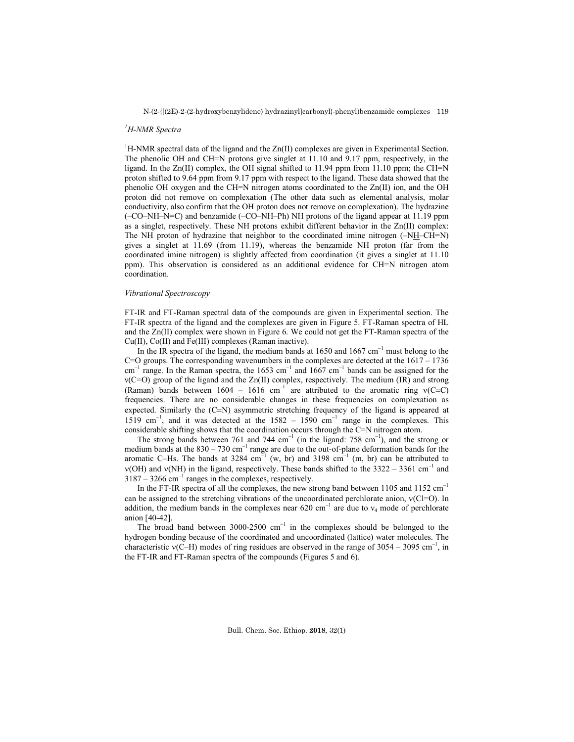### *[1]H-NMR Spectra*

[1]H-NMR spectral data of the ligand and the Zn(II) complexes are given in Experimental Section. The phenolic OH and CH=N protons give singlet at 11.10 and 9.17 ppm, respectively, in the ligand. In the Zn(II) complex, the OH signal shifted to 11.94 ppm from 11.10 ppm; the CH=N proton shifted to 9.64 ppm from 9.17 ppm with respect to the ligand. These data showed that the phenolic OH oxygen and the CH=N nitrogen atoms coordinated to the Zn(II) ion, and the OH proton did not remove on complexation (The other data such as elemental analysis, molar conductivity, also confirm that the OH proton does not remove on complexation). The hydrazine (–CO–NH–N=C) and benzamide (–CO–NH–Ph) NH protons of the ligand appear at 11.19 ppm as a singlet, respectively. These NH protons exhibit different behavior in the Zn(II) complex: The NH proton of hydrazine that neighbor to the coordinated imine nitrogen (–N<u>H</u>–CH=N) gives a singlet at 11.69 (from 11.19), whereas the benzamide NH proton (far from the coordinated imine nitrogen) is slightly affected from coordination (it gives a singlet at 11.10 ppm). This observation is considered as an additional evidence for CH=N nitrogen atom coordination.

### *Vibrational Spectroscopy*

FT-IR and FT-Raman spectral data of the compounds are given in Experimental section. The FT-IR spectra of the ligand and the complexes are given in Figure 5. FT-Raman spectra of HL and the Zn(II) complex were shown in Figure 6. We could not get the FT-Raman spectra of the Cu(II), Co(II) and Fe(III) complexes (Raman inactive).

In the IR spectra of the ligand, the medium bands at 1650 and 1667 $cm^{-1}$ must belong to the C=O groups. The corresponding wavenumbers in the complexes are detected at the 1617 – 1736 $cm^{-1}$ range. In the Raman spectra, the 1653 $cm^{-1}$ and 1667 $cm^{-1}$ bands can be assigned for the ν(C=O) group of the ligand and the Zn(II) complex, respectively. The medium (IR) and strong (Raman) bands between 1604 – 1616 $cm^{-1}$ are attributed to the aromatic ring ν(C=C) frequencies. There are no considerable changes in these frequencies on complexation as expected. Similarly the (C=N) asymmetric stretching frequency of the ligand is appeared at 1519 $cm^{-1}$, and it was detected at the 1582 – 1590 $cm^{-1}$ range in the complexes. This considerable shifting shows that the coordination occurs through the C=N nitrogen atom.

The strong bands between 761 and 744 $cm^{-1}$ (in the ligand: 758 $cm^{-1}$), and the strong or medium bands at the 830 – 730 $cm^{-1}$ range are due to the out-of-plane deformation bands for the aromatic C–Hs. The bands at 3284 $cm^{-1}$ (w, br) and 3198 $cm^{-1}$ (m, br) can be attributed to ν(OH) and ν(NH) in the ligand, respectively. These bands shifted to the 3322 – 3361 $cm^{-1}$ and 3187 – 3266 $cm^{-1}$ ranges in the complexes, respectively.

In the FT-IR spectra of all the complexes, the new strong band between 1105 and 1152 $cm^{-1}$ can be assigned to the stretching vibrations of the uncoordinated perchlorate anion, ν(Cl=O). In addition, the medium bands in the complexes near 620 $cm^{-1}$ are due to $\nu_4$ mode of perchlorate anion [40-42].

The broad band between 3000-2500 $cm^{-1}$ in the complexes should be belonged to the hydrogen bonding because of the coordinated and uncoordinated (lattice) water molecules. The characteristic ν(C–H) modes of ring residues are observed in the range of 3054 – 3095 $cm^{-1}$, in the FT-IR and FT-Raman spectra of the compounds (Figures 5 and 6).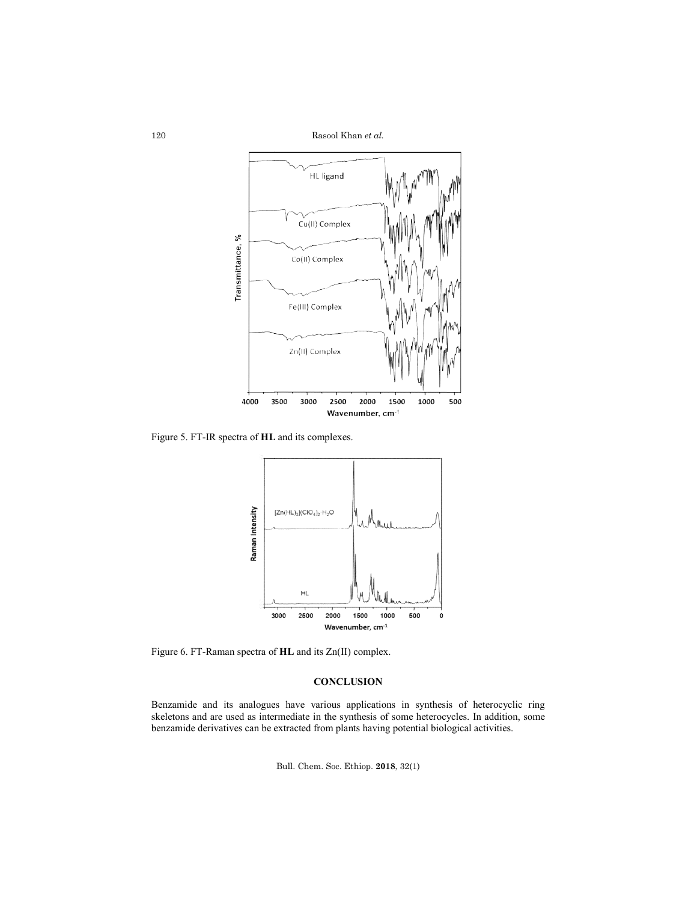Figure 5. FT-IR spectra of **HL** and its complexes.

Figure 6. FT-Raman spectra of **HL** and its Zn(II) complex.

## CONCLUSION

Benzamide and its analogues have various applications in synthesis of heterocyclic ring skeletons and are used as intermediate in the synthesis of some heterocycles. In addition, some benzamide derivatives can be extracted from plants having potential biological activities.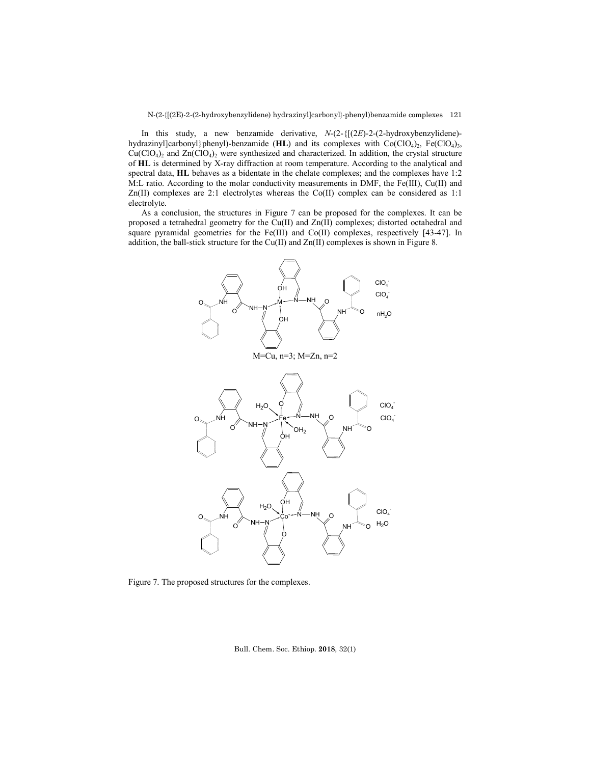In this study, a new benzamide derivative, *N*-(2-{[(2*E*)-2-(2-hydroxybenzylidene)-hydrazinyl]carbonyl}phenyl)-benzamide (**HL**) and its complexes with $Co(ClO_4)_2$, $Fe(ClO_4)_3$, $Cu(ClO_4)_2$ and $Zn(ClO_4)_2$ were synthesized and characterized. In addition, the crystal structure of **HL** is determined by X-ray diffraction at room temperature. According to the analytical and spectral data, **HL** behaves as a bidentate in the chelate complexes; and the complexes have 1:2 M:L ratio. According to the molar conductivity measurements in DMF, the Fe(III), Cu(II) and Zn(II) complexes are 2:1 electrolytes whereas the Co(II) complex can be considered as 1:1 electrolyte.

As a conclusion, the structures in Figure 7 can be proposed for the complexes. It can be proposed a tetrahedral geometry for the Cu(II) and Zn(II) complexes; distorted octahedral and square pyramidal geometries for the Fe(III) and Co(II) complexes, respectively [43-47]. In addition, the ball-stick structure for the Cu(II) and Zn(II) complexes is shown in Figure 8.

M=Cu, n=3; M=Zn, n=2

Figure 7. The proposed structures for the complexes.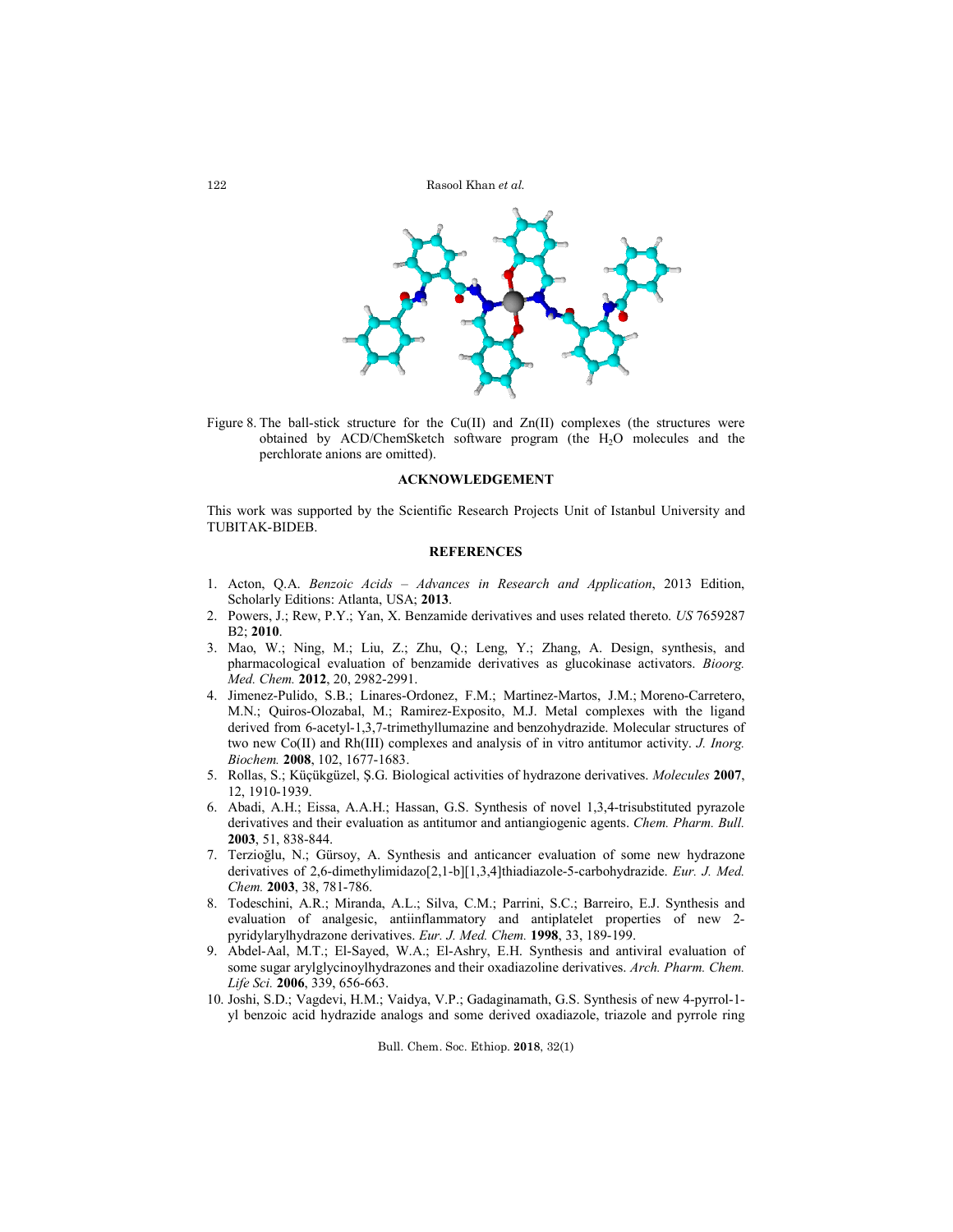Figure 8. The ball-stick structure for the Cu(II) and Zn(II) complexes (the structures were obtained by ACD/ChemSketch software program (the $H_2O$ molecules and the perchlorate anions are omitted).

## ACKNOWLEDGEMENT

This work was supported by the Scientific Research Projects Unit of Istanbul University and TUBITAK-BIDEB.

## REFERENCES

1. Acton, Q.A. *Benzoic Acids – Advances in Research and Application*, 2013 Edition, Scholarly Editions: Atlanta, USA; **2013**.
2. Powers, J.; Rew, P.Y.; Yan, X. Benzamide derivatives and uses related thereto. *US* 7659287 B2; **2010**.
3. Mao, W.; Ning, M.; Liu, Z.; Zhu, Q.; Leng, Y.; Zhang, A. Design, synthesis, and pharmacological evaluation of benzamide derivatives as glucokinase activators. *Bioorg. Med. Chem.* **2012**, 20, 2982-2991.
4. Jimenez-Pulido, S.B.; Linares-Ordonez, F.M.; Martinez-Martos, J.M.; Moreno-Carretero, M.N.; Quiros-Olozabal, M.; Ramirez-Exposito, M.J. Metal complexes with the ligand derived from 6-acetyl-1,3,7-trimethyllumazine and benzohydrazide. Molecular structures of two new Co(II) and Rh(III) complexes and analysis of in vitro antitumor activity. *J. Inorg. Biochem.* **2008**, 102, 1677-1683.
5. Rollas, S.; Küçükgüzel, Ş.G. Biological activities of hydrazone derivatives. *Molecules* **2007**, 12, 1910-1939.
6. Abadi, A.H.; Eissa, A.A.H.; Hassan, G.S. Synthesis of novel 1,3,4-trisubstituted pyrazole derivatives and their evaluation as antitumor and antiangiogenic agents. *Chem. Pharm. Bull.* **2003**, 51, 838-844.
7. Terzioğlu, N.; Gürsoy, A. Synthesis and anticancer evaluation of some new hydrazone derivatives of 2,6-dimethylimidazo[2,1-b][1,3,4]thiadiazole-5-carbohydrazide. *Eur. J. Med. Chem.* **2003**, 38, 781-786.
8. Todeschini, A.R.; Miranda, A.L.; Silva, C.M.; Parrini, S.C.; Barreiro, E.J. Synthesis and evaluation of analgesic, antiinflammatory and antiplatelet properties of new 2-pyridylarylhydrazone derivatives. *Eur. J. Med. Chem.* **1998**, 33, 189-199.
9. Abdel-Aal, M.T.; El-Sayed, W.A.; El-Ashry, E.H. Synthesis and antiviral evaluation of some sugar arylglycinoylhydrazones and their oxadiazoline derivatives. *Arch. Pharm. Chem. Life Sci.* **2006**, 339, 656-663.
10. Joshi, S.D.; Vagdevi, H.M.; Vaidya, V.P.; Gadaginamath, G.S. Synthesis of new 4-pyrrol-1-yl benzoic acid hydrazide analogs and some derived oxadiazole, triazole and pyrrole ring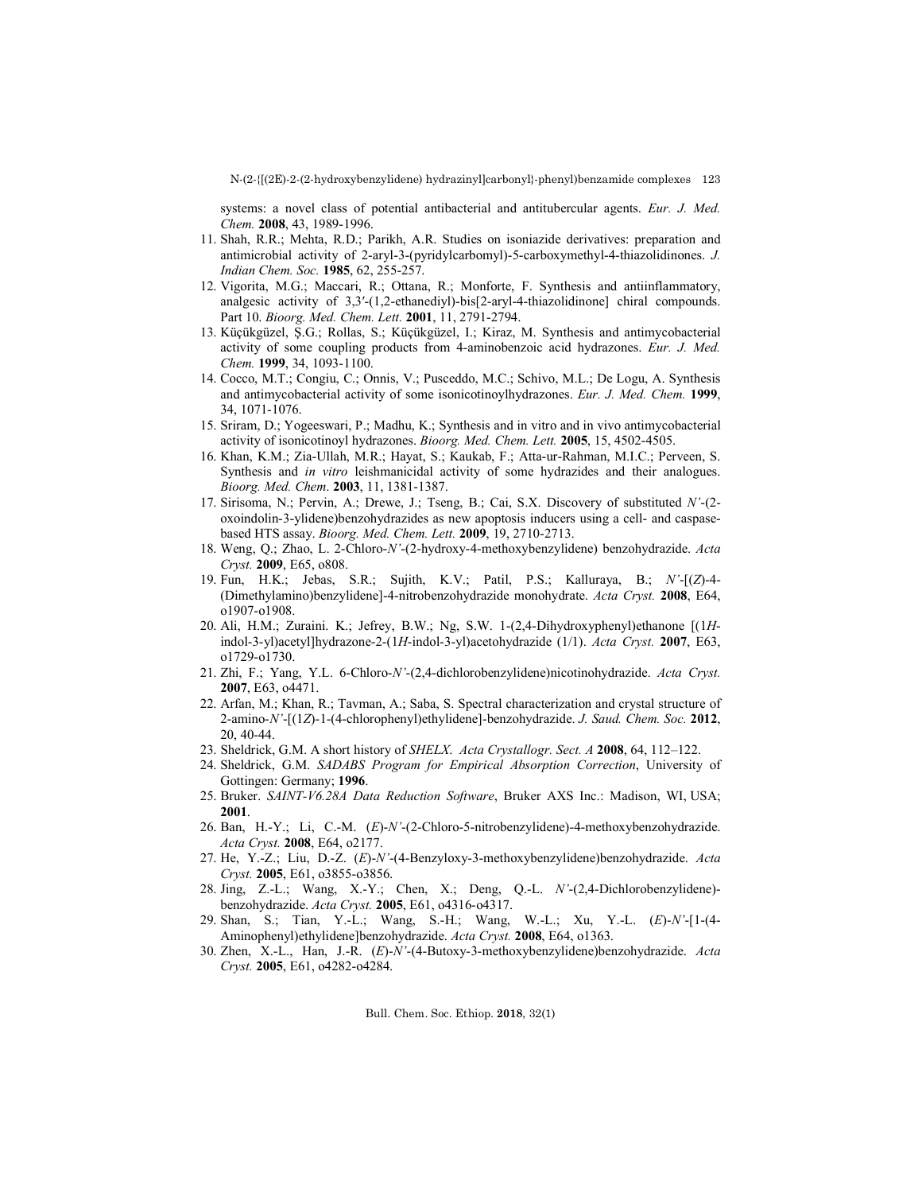systems: a novel class of potential antibacterial and antitubercular agents. *Eur. J. Med. Chem.* **2008**, 43, 1989-1996.

11. Shah, R.R.; Mehta, R.D.; Parikh, A.R. Studies on isoniazide derivatives: preparation and antimicrobial activity of 2-aryl-3-(pyridylcarbomyl)-5-carboxymethyl-4-thiazolidinones. *J. Indian Chem. Soc.* **1985**, 62, 255-257.
12. Vigorita, M.G.; Maccari, R.; Ottana, R.; Monforte, F. Synthesis and antiinflammatory, analgesic activity of 3,3′-(1,2-ethanediyl)-bis[2-aryl-4-thiazolidinone] chiral compounds. Part 10. *Bioorg. Med. Chem. Lett.* **2001**, 11, 2791-2794.
13. Küçükgüzel, Ş.G.; Rollas, S.; Küçükgüzel, I.; Kiraz, M. Synthesis and antimycobacterial activity of some coupling products from 4-aminobenzoic acid hydrazones. *Eur. J. Med. Chem.* **1999**, 34, 1093-1100.
14. Cocco, M.T.; Congiu, C.; Onnis, V.; Pusceddo, M.C.; Schivo, M.L.; De Logu, A. Synthesis and antimycobacterial activity of some isonicotinoylhydrazones. *Eur. J. Med. Chem.* **1999**, 34, 1071-1076.
15. Sriram, D.; Yogeeswari, P.; Madhu, K.; Synthesis and in vitro and in vivo antimycobacterial activity of isonicotinoyl hydrazones. *Bioorg. Med. Chem. Lett.* **2005**, 15, 4502-4505.
16. Khan, K.M.; Zia-Ullah, M.R.; Hayat, S.; Kaukab, F.; Atta-ur-Rahman, M.I.C.; Perveen, S. Synthesis and *in vitro* leishmanicidal activity of some hydrazides and their analogues. *Bioorg. Med. Chem*. **2003**, 11, 1381-1387.
17. Sirisoma, N.; Pervin, A.; Drewe, J.; Tseng, B.; Cai, S.X. Discovery of substituted *N'*-(2-oxoindolin-3-ylidene)benzohydrazides as new apoptosis inducers using a cell- and caspase-based HTS assay. *Bioorg. Med. Chem. Lett.* **2009**, 19, 2710-2713.
18. Weng, Q.; Zhao, L. 2-Chloro-*N'*-(2-hydroxy-4-methoxybenzylidene) benzohydrazide. *Acta Cryst.* **2009**, E65, o808.
19. Fun, H.K.; Jebas, S.R.; Sujith, K.V.; Patil, P.S.; Kalluraya, B.; *N'*-[(*Z*)-4-(Dimethylamino)benzylidene]-4-nitrobenzohydrazide monohydrate. *Acta Cryst.* **2008**, E64, o1907-o1908.
20. Ali, H.M.; Zuraini. K.; Jefrey, B.W.; Ng, S.W. 1-(2,4-Dihydroxyphenyl)ethanone [(1*H*-indol-3-yl)acetyl]hydrazone-2-(1*H*-indol-3-yl)acetohydrazide (1/1). *Acta Cryst.* **2007**, E63, o1729-o1730.
21. Zhi, F.; Yang, Y.L. 6-Chloro-*N'*-(2,4-dichlorobenzylidene)nicotinohydrazide. *Acta Cryst.* **2007**, E63, o4471.
22. Arfan, M.; Khan, R.; Tavman, A.; Saba, S. Spectral characterization and crystal structure of 2-amino-*N'*-[(1*Z*)-1-(4-chlorophenyl)ethylidene]-benzohydrazide. *J. Saud. Chem. Soc.* **2012**, 20, 40-44.
23. Sheldrick, G.M. A short history of *SHELX*. *Acta Crystallogr. Sect. A* **2008**, 64, 112–122.
24. Sheldrick, G.M. *SADABS Program for Empirical Absorption Correction*, University of Gottingen: Germany; **1996**.
25. Bruker. *SAINT-V6.28A Data Reduction Software*, Bruker AXS Inc.: Madison, WI, USA; **2001**.
26. Ban, H.-Y.; Li, C.-M. (*E*)-*N'*-(2-Chloro-5-nitrobenzylidene)-4-methoxybenzohydrazide. *Acta Cryst.* **2008**, E64, o2177.
27. He, Y.-Z.; Liu, D.-Z. (*E*)-*N'*-(4-Benzyloxy-3-methoxybenzylidene)benzohydrazide. *Acta Cryst.* **2005**, E61, o3855-o3856.
28. Jing, Z.-L.; Wang, X.-Y.; Chen, X.; Deng, Q.-L. *N'*-(2,4-Dichlorobenzylidene)-benzohydrazide. *Acta Cryst.* **2005**, E61, o4316-o4317.
29. Shan, S.; Tian, Y.-L.; Wang, S.-H.; Wang, W.-L.; Xu, Y.-L. (*E*)-*N'*-[1-(4-Aminophenyl)ethylidene]benzohydrazide. *Acta Cryst.* **2008**, E64, o1363.
30. Zhen, X.-L., Han, J.-R. (*E*)-*N'*-(4-Butoxy-3-methoxybenzylidene)benzohydrazide. *Acta Cryst.* **2005**, E61, o4282-o4284.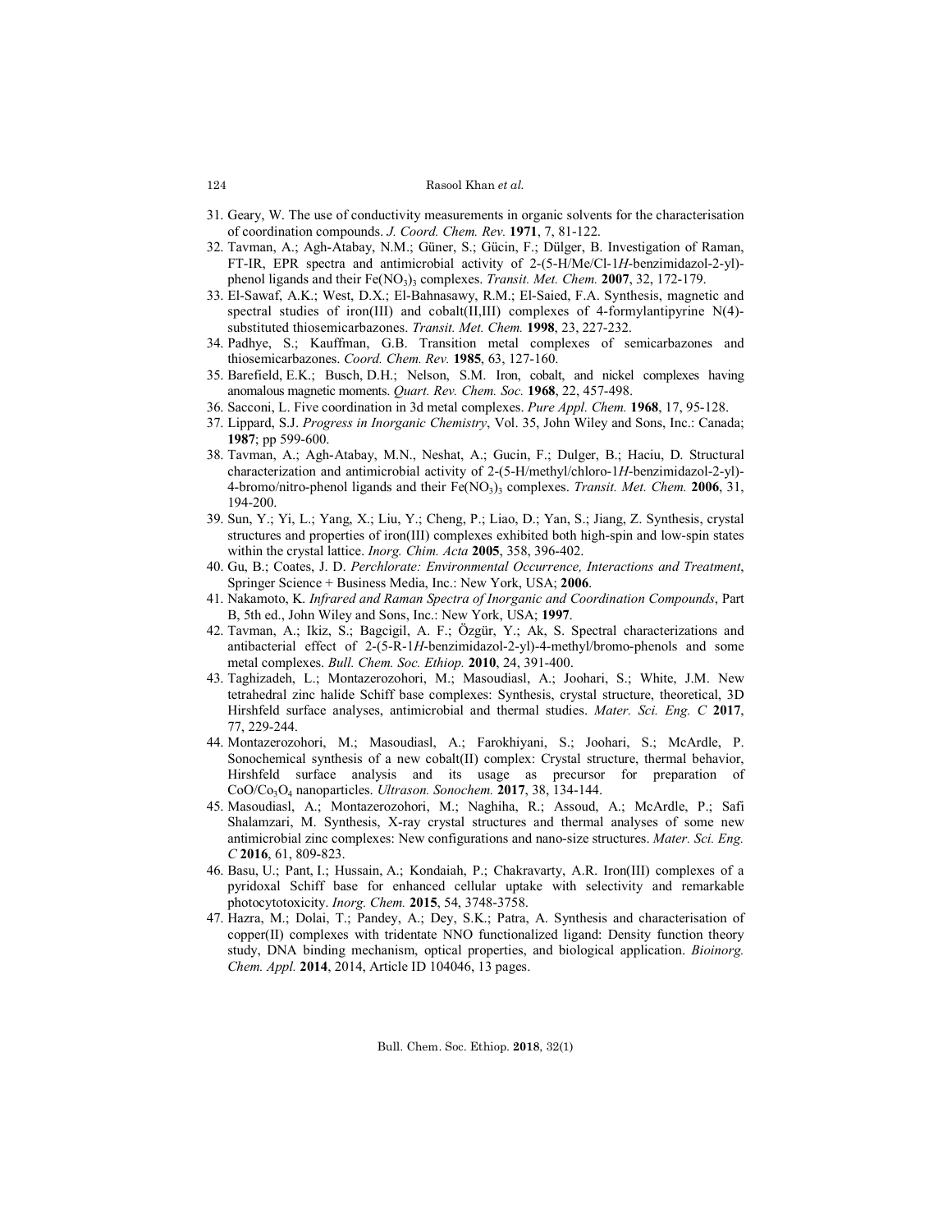31. Geary, W. The use of conductivity measurements in organic solvents for the characterisation of coordination compounds. *J. Coord. Chem. Rev.* **1971**, 7, 81-122.
32. Tavman, A.; Agh-Atabay, N.M.; Güner, S.; Gücin, F.; Dülger, B. Investigation of Raman, FT-IR, EPR spectra and antimicrobial activity of 2-(5-H/Me/Cl-1*H*-benzimidazol-2-yl)-phenol ligands and their $Fe(NO_3)_3$ complexes. *Transit. Met. Chem.* **2007**, 32, 172-179.
33. El-Sawaf, A.K.; West, D.X.; El-Bahnasawy, R.M.; El-Saied, F.A. Synthesis, magnetic and spectral studies of iron(III) and cobalt(II,III) complexes of 4-formylantipyrine N(4)-substituted thiosemicarbazones. *Transit. Met. Chem.* **1998**, 23, 227-232.
34. Padhye, S.; Kauffman, G.B. Transition metal complexes of semicarbazones and thiosemicarbazones. *Coord. Chem. Rev.* **1985**, 63, 127-160.
35. Barefield, E.K.; Busch, D.H.; Nelson, S.M. Iron, cobalt, and nickel complexes having anomalous magnetic moments. *Quart. Rev. Chem. Soc.* **1968**, 22, 457-498.
36. Sacconi, L. Five coordination in 3d metal complexes. *Pure Appl. Chem.* **1968**, 17, 95-128.
37. Lippard, S.J. *Progress in Inorganic Chemistry*, Vol. 35, John Wiley and Sons, Inc.: Canada; **1987**; pp 599-600.
38. Tavman, A.; Agh-Atabay, M.N., Neshat, A.; Gucin, F.; Dulger, B.; Haciu, D. Structural characterization and antimicrobial activity of 2-(5-H/methyl/chloro-1*H*-benzimidazol-2-yl)-4-bromo/nitro-phenol ligands and their $Fe(NO_3)_3$ complexes. *Transit. Met. Chem.* **2006**, 31, 194-200.
39. Sun, Y.; Yi, L.; Yang, X.; Liu, Y.; Cheng, P.; Liao, D.; Yan, S.; Jiang, Z. Synthesis, crystal structures and properties of iron(III) complexes exhibited both high-spin and low-spin states within the crystal lattice. *Inorg. Chim. Acta* **2005**, 358, 396-402.
40. Gu, B.; Coates, J. D. *Perchlorate: Environmental Occurrence, Interactions and Treatment*, Springer Science + Business Media, Inc.: New York, USA; **2006**.
41. Nakamoto, K. *Infrared and Raman Spectra of Inorganic and Coordination Compounds*, Part B, 5th ed., John Wiley and Sons, Inc.: New York, USA; **1997**.
42. Tavman, A.; Ikiz, S.; Bagcigil, A. F.; Özgür, Y.; Ak, S. Spectral characterizations and antibacterial effect of 2-(5-R-1*H*-benzimidazol-2-yl)-4-methyl/bromo-phenols and some metal complexes. *Bull. Chem. Soc. Ethiop.* **2010**, 24, 391-400.
43. Taghizadeh, L.; Montazerozohori, M.; Masoudiasl, A.; Joohari, S.; White, J.M. New tetrahedral zinc halide Schiff base complexes: Synthesis, crystal structure, theoretical, 3D Hirshfeld surface analyses, antimicrobial and thermal studies. *Mater. Sci. Eng. C* **2017**, 77, 229-244.
44. Montazerozohori, M.; Masoudiasl, A.; Farokhiyani, S.; Joohari, S.; McArdle, P. Sonochemical synthesis of a new cobalt(II) complex: Crystal structure, thermal behavior, Hirshfeld surface analysis and its usage as precursor for preparation of $CoO/Co_3O_4$ nanoparticles. *Ultrason. Sonochem.* **2017**, 38, 134-144.
45. Masoudiasl, A.; Montazerozohori, M.; Naghiha, R.; Assoud, A.; McArdle, P.; Safi Shalamzari, M. Synthesis, X-ray crystal structures and thermal analyses of some new antimicrobial zinc complexes: New configurations and nano-size structures. *Mater. Sci. Eng. C* **2016**, 61, 809-823.
46. Basu, U.; Pant, I.; Hussain, A.; Kondaiah, P.; Chakravarty, A.R. Iron(III) complexes of a pyridoxal Schiff base for enhanced cellular uptake with selectivity and remarkable photocytotoxicity. *Inorg. Chem.* **2015**, 54, 3748-3758.
47. Hazra, M.; Dolai, T.; Pandey, A.; Dey, S.K.; Patra, A. Synthesis and characterisation of copper(II) complexes with tridentate NNO functionalized ligand: Density function theory study, DNA binding mechanism, optical properties, and biological application. *Bioinorg. Chem. Appl.* **2014**, 2014, Article ID 104046, 13 pages.